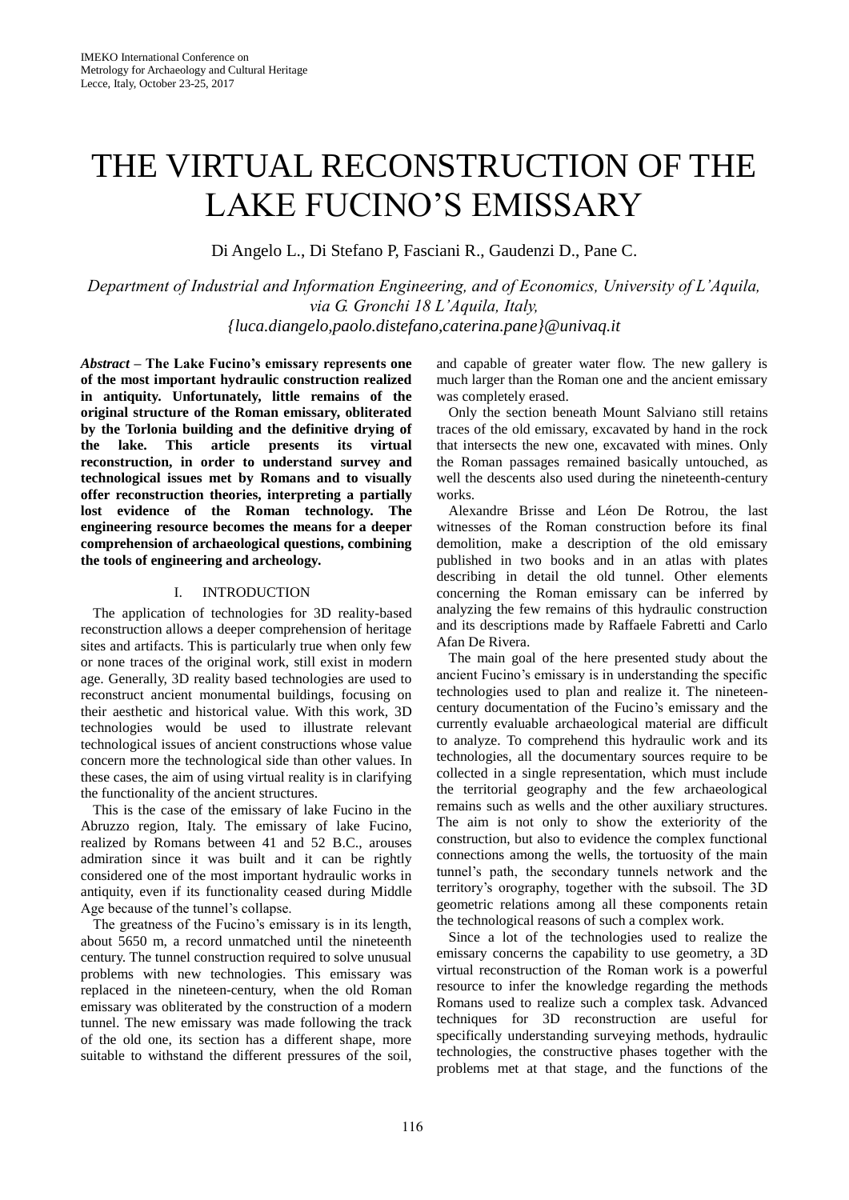# THE VIRTUAL RECONSTRUCTION OF THE LAKE FUCINO'S EMISSARY

Di Angelo L., Di Stefano P, Fasciani R., Gaudenzi D., Pane C.

*Department of Industrial and Information Engineering, and of Economics, University of L'Aquila, via G. Gronchi 18 L'Aquila, Italy, {luca.diangelo,paolo.distefano,caterina.pane}@univaq.it*

***Abstract* – The Lake Fucino's emissary represents one of the most important hydraulic construction realized in antiquity. Unfortunately, little remains of the original structure of the Roman emissary, obliterated by the Torlonia building and the definitive drying of the lake. This article presents its virtual reconstruction, in order to understand survey and technological issues met by Romans and to visually offer reconstruction theories, interpreting a partially lost evidence of the Roman technology. The engineering resource becomes the means for a deeper comprehension of archaeological questions, combining the tools of engineering and archeology.**

## I. INTRODUCTION

The application of technologies for 3D reality-based reconstruction allows a deeper comprehension of heritage sites and artifacts. This is particularly true when only few or none traces of the original work, still exist in modern age. Generally, 3D reality based technologies are used to reconstruct ancient monumental buildings, focusing on their aesthetic and historical value. With this work, 3D technologies would be used to illustrate relevant technological issues of ancient constructions whose value concern more the technological side than other values. In these cases, the aim of using virtual reality is in clarifying the functionality of the ancient structures.

This is the case of the emissary of lake Fucino in the Abruzzo region, Italy. The emissary of lake Fucino, realized by Romans between 41 and 52 B.C., arouses admiration since it was built and it can be rightly considered one of the most important hydraulic works in antiquity, even if its functionality ceased during Middle Age because of the tunnel's collapse.

The greatness of the Fucino's emissary is in its length, about 5650 m, a record unmatched until the nineteenth century. The tunnel construction required to solve unusual problems with new technologies. This emissary was replaced in the nineteen-century, when the old Roman emissary was obliterated by the construction of a modern tunnel. The new emissary was made following the track of the old one, its section has a different shape, more suitable to withstand the different pressures of the soil, and capable of greater water flow. The new gallery is much larger than the Roman one and the ancient emissary was completely erased.

Only the section beneath Mount Salviano still retains traces of the old emissary, excavated by hand in the rock that intersects the new one, excavated with mines. Only the Roman passages remained basically untouched, as well the descents also used during the nineteenth-century works.

Alexandre Brisse and Léon De Rotrou, the last witnesses of the Roman construction before its final demolition, make a description of the old emissary published in two books and in an atlas with plates describing in detail the old tunnel. Other elements concerning the Roman emissary can be inferred by analyzing the few remains of this hydraulic construction and its descriptions made by Raffaele Fabretti and Carlo Afan De Rivera.

The main goal of the here presented study about the ancient Fucino's emissary is in understanding the specific technologies used to plan and realize it. The nineteen-century documentation of the Fucino's emissary and the currently evaluable archaeological material are difficult to analyze. To comprehend this hydraulic work and its technologies, all the documentary sources require to be collected in a single representation, which must include the territorial geography and the few archaeological remains such as wells and the other auxiliary structures. The aim is not only to show the exteriority of the construction, but also to evidence the complex functional connections among the wells, the tortuosity of the main tunnel's path, the secondary tunnels network and the territory's orography, together with the subsoil. The 3D geometric relations among all these components retain the technological reasons of such a complex work.

Since a lot of the technologies used to realize the emissary concerns the capability to use geometry, a 3D virtual reconstruction of the Roman work is a powerful resource to infer the knowledge regarding the methods Romans used to realize such a complex task. Advanced techniques for 3D reconstruction are useful for specifically understanding surveying methods, hydraulic technologies, the constructive phases together with the problems met at that stage, and the functions of the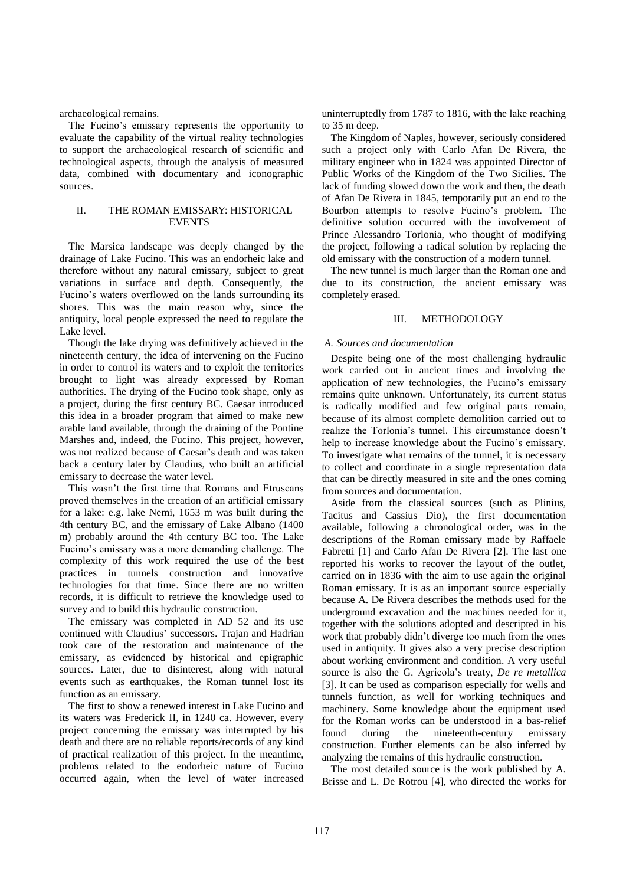archaeological remains.

The Fucino's emissary represents the opportunity to evaluate the capability of the virtual reality technologies to support the archaeological research of scientific and technological aspects, through the analysis of measured data, combined with documentary and iconographic sources.

## II. THE ROMAN EMISSARY: HISTORICAL EVENTS

The Marsica landscape was deeply changed by the drainage of Lake Fucino. This was an endorheic lake and therefore without any natural emissary, subject to great variations in surface and depth. Consequently, the Fucino's waters overflowed on the lands surrounding its shores. This was the main reason why, since the antiquity, local people expressed the need to regulate the Lake level.

Though the lake drying was definitively achieved in the nineteenth century, the idea of intervening on the Fucino in order to control its waters and to exploit the territories brought to light was already expressed by Roman authorities. The drying of the Fucino took shape, only as a project, during the first century BC. Caesar introduced this idea in a broader program that aimed to make new arable land available, through the draining of the Pontine Marshes and, indeed, the Fucino. This project, however, was not realized because of Caesar's death and was taken back a century later by Claudius, who built an artificial emissary to decrease the water level.

This wasn't the first time that Romans and Etruscans proved themselves in the creation of an artificial emissary for a lake: e.g. lake Nemi, 1653 m was built during the 4th century BC, and the emissary of Lake Albano (1400 m) probably around the 4th century BC too. The Lake Fucino's emissary was a more demanding challenge. The complexity of this work required the use of the best practices in tunnels construction and innovative technologies for that time. Since there are no written records, it is difficult to retrieve the knowledge used to survey and to build this hydraulic construction.

The emissary was completed in AD 52 and its use continued with Claudius' successors. Trajan and Hadrian took care of the restoration and maintenance of the emissary, as evidenced by historical and epigraphic sources. Later, due to disinterest, along with natural events such as earthquakes, the Roman tunnel lost its function as an emissary.

The first to show a renewed interest in Lake Fucino and its waters was Frederick II, in 1240 ca. However, every project concerning the emissary was interrupted by his death and there are no reliable reports/records of any kind of practical realization of this project. In the meantime, problems related to the endorheic nature of Fucino occurred again, when the level of water increased uninterruptedly from 1787 to 1816, with the lake reaching to 35 m deep.

The Kingdom of Naples, however, seriously considered such a project only with Carlo Afan De Rivera, the military engineer who in 1824 was appointed Director of Public Works of the Kingdom of the Two Sicilies. The lack of funding slowed down the work and then, the death of Afan De Rivera in 1845, temporarily put an end to the Bourbon attempts to resolve Fucino's problem. The definitive solution occurred with the involvement of Prince Alessandro Torlonia, who thought of modifying the project, following a radical solution by replacing the old emissary with the construction of a modern tunnel.

The new tunnel is much larger than the Roman one and due to its construction, the ancient emissary was completely erased.

## III. METHODOLOGY

### *A. Sources and documentation*

Despite being one of the most challenging hydraulic work carried out in ancient times and involving the application of new technologies, the Fucino's emissary remains quite unknown. Unfortunately, its current status is radically modified and few original parts remain, because of its almost complete demolition carried out to realize the Torlonia's tunnel. This circumstance doesn't help to increase knowledge about the Fucino's emissary. To investigate what remains of the tunnel, it is necessary to collect and coordinate in a single representation data that can be directly measured in site and the ones coming from sources and documentation.

Aside from the classical sources (such as Plinius, Tacitus and Cassius Dio), the first documentation available, following a chronological order, was in the descriptions of the Roman emissary made by Raffaele Fabretti [1] and Carlo Afan De Rivera [2]. The last one reported his works to recover the layout of the outlet, carried on in 1836 with the aim to use again the original Roman emissary. It is as an important source especially because A. De Rivera describes the methods used for the underground excavation and the machines needed for it, together with the solutions adopted and descripted in his work that probably didn't diverge too much from the ones used in antiquity. It gives also a very precise description about working environment and condition. A very useful source is also the G. Agricola's treaty, *De re metallica* [3]. It can be used as comparison especially for wells and tunnels function, as well for working techniques and machinery. Some knowledge about the equipment used for the Roman works can be understood in a bas-relief found during the nineteenth-century emissary construction. Further elements can be also inferred by analyzing the remains of this hydraulic construction.

The most detailed source is the work published by A. Brisse and L. De Rotrou [4], who directed the works for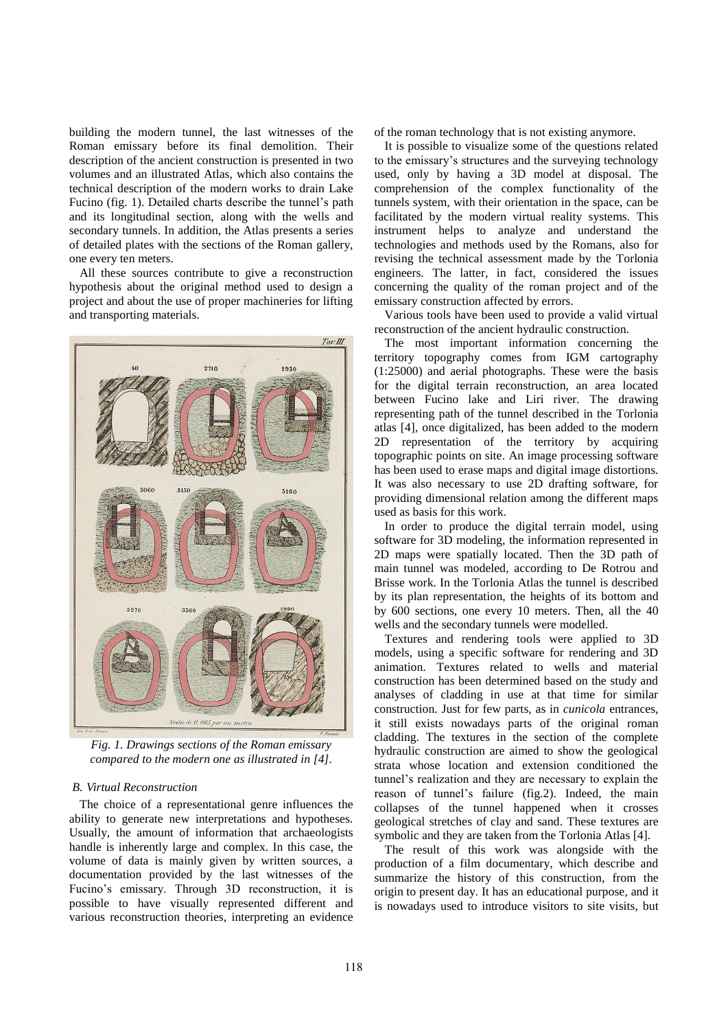building the modern tunnel, the last witnesses of the Roman emissary before its final demolition. Their description of the ancient construction is presented in two volumes and an illustrated Atlas, which also contains the technical description of the modern works to drain Lake Fucino (fig. 1). Detailed charts describe the tunnel's path and its longitudinal section, along with the wells and secondary tunnels. In addition, the Atlas presents a series of detailed plates with the sections of the Roman gallery, one every ten meters.

All these sources contribute to give a reconstruction hypothesis about the original method used to design a project and about the use of proper machineries for lifting and transporting materials.

*Fig. 1. Drawings sections of the Roman emissary compared to the modern one as illustrated in [4].*

### *B. Virtual Reconstruction*

The choice of a representational genre influences the ability to generate new interpretations and hypotheses. Usually, the amount of information that archaeologists handle is inherently large and complex. In this case, the volume of data is mainly given by written sources, a documentation provided by the last witnesses of the Fucino's emissary. Through 3D reconstruction, it is possible to have visually represented different and various reconstruction theories, interpreting an evidence of the roman technology that is not existing anymore.

It is possible to visualize some of the questions related to the emissary's structures and the surveying technology used, only by having a 3D model at disposal. The comprehension of the complex functionality of the tunnels system, with their orientation in the space, can be facilitated by the modern virtual reality systems. This instrument helps to analyze and understand the technologies and methods used by the Romans, also for revising the technical assessment made by the Torlonia engineers. The latter, in fact, considered the issues concerning the quality of the roman project and of the emissary construction affected by errors.

Various tools have been used to provide a valid virtual reconstruction of the ancient hydraulic construction.

The most important information concerning the territory topography comes from IGM cartography (1:25000) and aerial photographs. These were the basis for the digital terrain reconstruction, an area located between Fucino lake and Liri river. The drawing representing path of the tunnel described in the Torlonia atlas [4], once digitalized, has been added to the modern 2D representation of the territory by acquiring topographic points on site. An image processing software has been used to erase maps and digital image distortions. It was also necessary to use 2D drafting software, for providing dimensional relation among the different maps used as basis for this work.

In order to produce the digital terrain model, using software for 3D modeling, the information represented in 2D maps were spatially located. Then the 3D path of main tunnel was modeled, according to De Rotrou and Brisse work. In the Torlonia Atlas the tunnel is described by its plan representation, the heights of its bottom and by 600 sections, one every 10 meters. Then, all the 40 wells and the secondary tunnels were modelled.

Textures and rendering tools were applied to 3D models, using a specific software for rendering and 3D animation. Textures related to wells and material construction has been determined based on the study and analyses of cladding in use at that time for similar construction. Just for few parts, as in *cunicola* entrances, it still exists nowadays parts of the original roman cladding. The textures in the section of the complete hydraulic construction are aimed to show the geological strata whose location and extension conditioned the tunnel's realization and they are necessary to explain the reason of tunnel's failure (fig.2). Indeed, the main collapses of the tunnel happened when it crosses geological stretches of clay and sand. These textures are symbolic and they are taken from the Torlonia Atlas [4].

The result of this work was alongside with the production of a film documentary, which describe and summarize the history of this construction, from the origin to present day. It has an educational purpose, and it is nowadays used to introduce visitors to site visits, but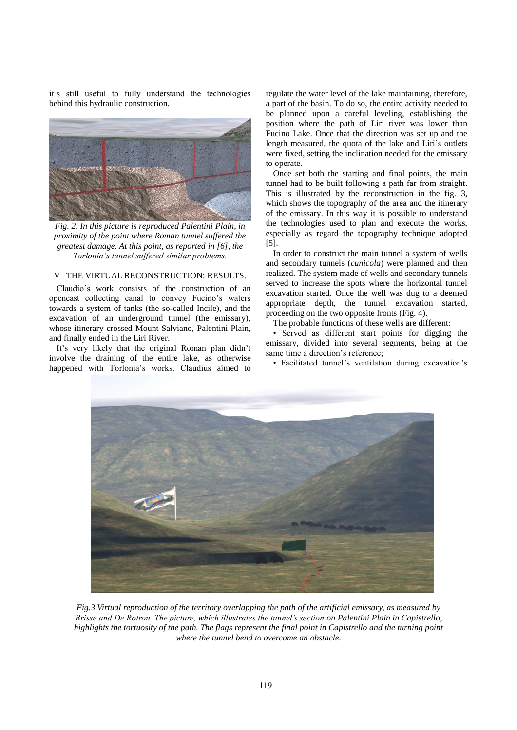it's still useful to fully understand the technologies behind this hydraulic construction.

*Fig. 2. In this picture is reproduced Palentini Plain, in proximity of the point where Roman tunnel suffered the greatest damage. At this point, as reported in [6], the Torlonia's tunnel suffered similar problems.*

## V THE VIRTUAL RECONSTRUCTION: RESULTS.

Claudio's work consists of the construction of an opencast collecting canal to convey Fucino's waters towards a system of tanks (the so-called Incile), and the excavation of an underground tunnel (the emissary), whose itinerary crossed Mount Salviano, Palentini Plain, and finally ended in the Liri River.

It's very likely that the original Roman plan didn't involve the draining of the entire lake, as otherwise happened with Torlonia's works. Claudius aimed to regulate the water level of the lake maintaining, therefore, a part of the basin. To do so, the entire activity needed to be planned upon a careful leveling, establishing the position where the path of Liri river was lower than Fucino Lake. Once that the direction was set up and the length measured, the quota of the lake and Liri's outlets were fixed, setting the inclination needed for the emissary to operate.

Once set both the starting and final points, the main tunnel had to be built following a path far from straight. This is illustrated by the reconstruction in the fig. 3, which shows the topography of the area and the itinerary of the emissary. In this way it is possible to understand the technologies used to plan and execute the works, especially as regard the topography technique adopted [5].

In order to construct the main tunnel a system of wells and secondary tunnels (*cunicola*) were planned and then realized. The system made of wells and secondary tunnels served to increase the spots where the horizontal tunnel excavation started. Once the well was dug to a deemed appropriate depth, the tunnel excavation started, proceeding on the two opposite fronts (Fig. 4).

The probable functions of these wells are different:

- Served as different start points for digging the emissary, divided into several segments, being at the same time a direction's reference;
- Facilitated tunnel's ventilation during excavation's

*Fig.3 Virtual reproduction of the territory overlapping the path of the artificial emissary, as measured by Brisse and De Rotrou. The picture, which illustrates the tunnel's section on Palentini Plain in Capistrello, highlights the tortuosity of the path. The flags represent the final point in Capistrello and the turning point where the tunnel bend to overcome an obstacle.*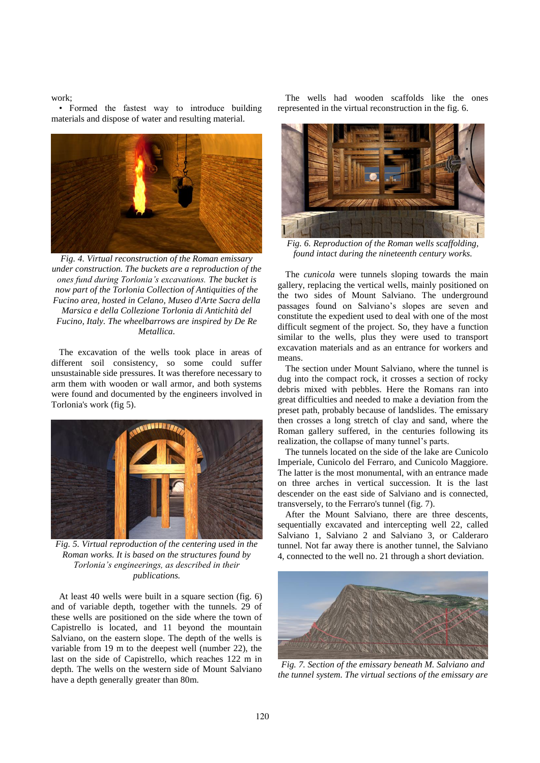work;

• Formed the fastest way to introduce building materials and dispose of water and resulting material.

*Fig. 4. Virtual reconstruction of the Roman emissary under construction. The buckets are a reproduction of the ones fund during Torlonia's excavations. The bucket is now part of the Torlonia Collection of Antiquities of the Fucino area, hosted in Celano, Museo d'Arte Sacra della Marsica e della Collezione Torlonia di Antichità del Fucino, Italy. The wheelbarrows are inspired by De Re Metallica.*

The excavation of the wells took place in areas of different soil consistency, so some could suffer unsustainable side pressures. It was therefore necessary to arm them with wooden or wall armor, and both systems were found and documented by the engineers involved in Torlonia's work (fig 5).

*Fig. 5. Virtual reproduction of the centering used in the Roman works. It is based on the structures found by Torlonia's engineerings, as described in their publications.*

At least 40 wells were built in a square section (fig. 6) and of variable depth, together with the tunnels. 29 of these wells are positioned on the side where the town of Capistrello is located, and 11 beyond the mountain Salviano, on the eastern slope. The depth of the wells is variable from 19 m to the deepest well (number 22), the last on the side of Capistrello, which reaches 122 m in depth. The wells on the western side of Mount Salviano have a depth generally greater than 80m.

The wells had wooden scaffolds like the ones represented in the virtual reconstruction in the fig. 6.

*Fig. 6. Reproduction of the Roman wells scaffolding, found intact during the nineteenth century works.*

The *cunicola* were tunnels sloping towards the main gallery, replacing the vertical wells, mainly positioned on the two sides of Mount Salviano. The underground passages found on Salviano's slopes are seven and constitute the expedient used to deal with one of the most difficult segment of the project. So, they have a function similar to the wells, plus they were used to transport excavation materials and as an entrance for workers and means.

The section under Mount Salviano, where the tunnel is dug into the compact rock, it crosses a section of rocky debris mixed with pebbles. Here the Romans ran into great difficulties and needed to make a deviation from the preset path, probably because of landslides. The emissary then crosses a long stretch of clay and sand, where the Roman gallery suffered, in the centuries following its realization, the collapse of many tunnel's parts.

The tunnels located on the side of the lake are Cunicolo Imperiale, Cunicolo del Ferraro, and Cunicolo Maggiore. The latter is the most monumental, with an entrance made on three arches in vertical succession. It is the last descender on the east side of Salviano and is connected, transversely, to the Ferraro's tunnel (fig. 7).

After the Mount Salviano, there are three descents, sequentially excavated and intercepting well 22, called Salviano 1, Salviano 2 and Salviano 3, or Calderaro tunnel. Not far away there is another tunnel, the Salviano 4, connected to the well no. 21 through a short deviation.

*Fig. 7. Section of the emissary beneath M. Salviano and the tunnel system. The virtual sections of the emissary are*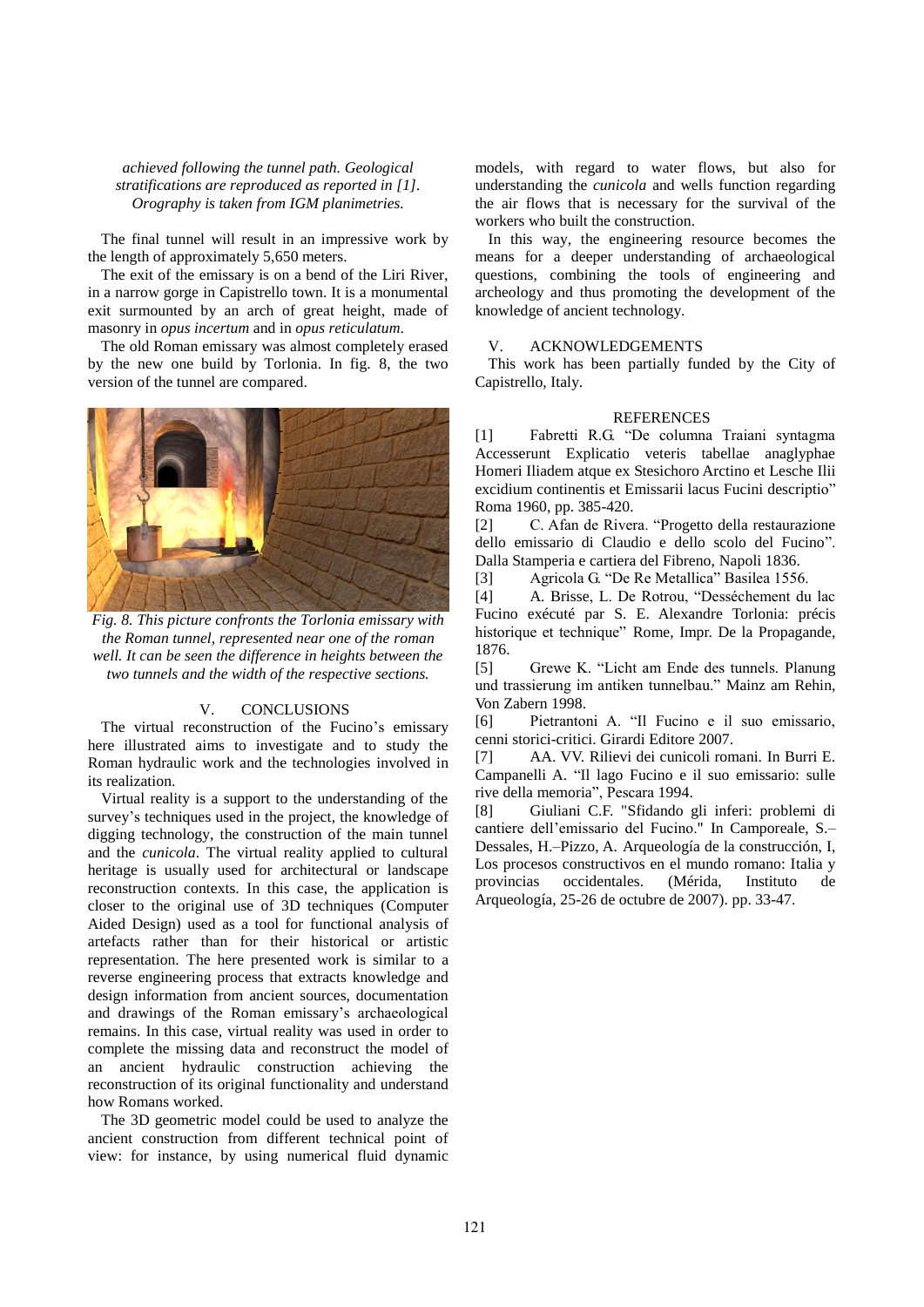*achieved following the tunnel path. Geological stratifications are reproduced as reported in [1]. Orography is taken from IGM planimetries.*

The final tunnel will result in an impressive work by the length of approximately 5,650 meters.

The exit of the emissary is on a bend of the Liri River, in a narrow gorge in Capistrello town. It is a monumental exit surmounted by an arch of great height, made of masonry in *opus incertum* and in *opus reticulatum*.

The old Roman emissary was almost completely erased by the new one build by Torlonia. In fig. 8, the two version of the tunnel are compared.

*Fig. 8. This picture confronts the Torlonia emissary with the Roman tunnel, represented near one of the roman well. It can be seen the difference in heights between the two tunnels and the width of the respective sections.*

## V. CONCLUSIONS

The virtual reconstruction of the Fucino's emissary here illustrated aims to investigate and to study the Roman hydraulic work and the technologies involved in its realization.

Virtual reality is a support to the understanding of the survey's techniques used in the project, the knowledge of digging technology, the construction of the main tunnel and the *cunicola*. The virtual reality applied to cultural heritage is usually used for architectural or landscape reconstruction contexts. In this case, the application is closer to the original use of 3D techniques (Computer Aided Design) used as a tool for functional analysis of artefacts rather than for their historical or artistic representation. The here presented work is similar to a reverse engineering process that extracts knowledge and design information from ancient sources, documentation and drawings of the Roman emissary's archaeological remains. In this case, virtual reality was used in order to complete the missing data and reconstruct the model of an ancient hydraulic construction achieving the reconstruction of its original functionality and understand how Romans worked.

The 3D geometric model could be used to analyze the ancient construction from different technical point of view: for instance, by using numerical fluid dynamic models, with regard to water flows, but also for understanding the *cunicola* and wells function regarding the air flows that is necessary for the survival of the workers who built the construction.

In this way, the engineering resource becomes the means for a deeper understanding of archaeological questions, combining the tools of engineering and archeology and thus promoting the development of the knowledge of ancient technology.

## V. ACKNOWLEDGEMENTS

This work has been partially funded by the City of Capistrello, Italy.

## REFERENCES

[1] Fabretti R.G. "De columna Traiani syntagma Accesserunt Explicatio veteris tabellae anaglyphae Homeri Iliadem atque ex Stesichoro Arctino et Lesche Ilii excidium continentis et Emissarii lacus Fucini descriptio" Roma 1960, pp. 385-420.

[2] C. Afan de Rivera. "Progetto della restaurazione dello emissario di Claudio e dello scolo del Fucino". Dalla Stamperia e cartiera del Fibreno, Napoli 1836.

[3] Agricola G. "De Re Metallica" Basilea 1556.

[4] A. Brisse, L. De Rotrou, "Desséchement du lac Fucino exécuté par S. E. Alexandre Torlonia: précis historique et technique" Rome, Impr. De la Propagande, 1876.

[5] Grewe K. "Licht am Ende des tunnels. Planung und trassierung im antiken tunnelbau." Mainz am Rehin, Von Zabern 1998.

[6] Pietrantoni A. "Il Fucino e il suo emissario, cenni storici-critici. Girardi Editore 2007.

[7] AA. VV. Rilievi dei cunicoli romani. In Burri E. Campanelli A. "Il lago Fucino e il suo emissario: sulle rive della memoria", Pescara 1994.

[8] Giuliani C.F. "Sfidando gli inferi: problemi di cantiere dell'emissario del Fucino." In Camporeale, S.–Dessales, H.–Pizzo, A. Arqueología de la construcción, I, Los procesos constructivos en el mundo romano: Italia y provincias occidentales. (Mérida, Instituto de Arqueología, 25-26 de octubre de 2007). pp. 33-47.